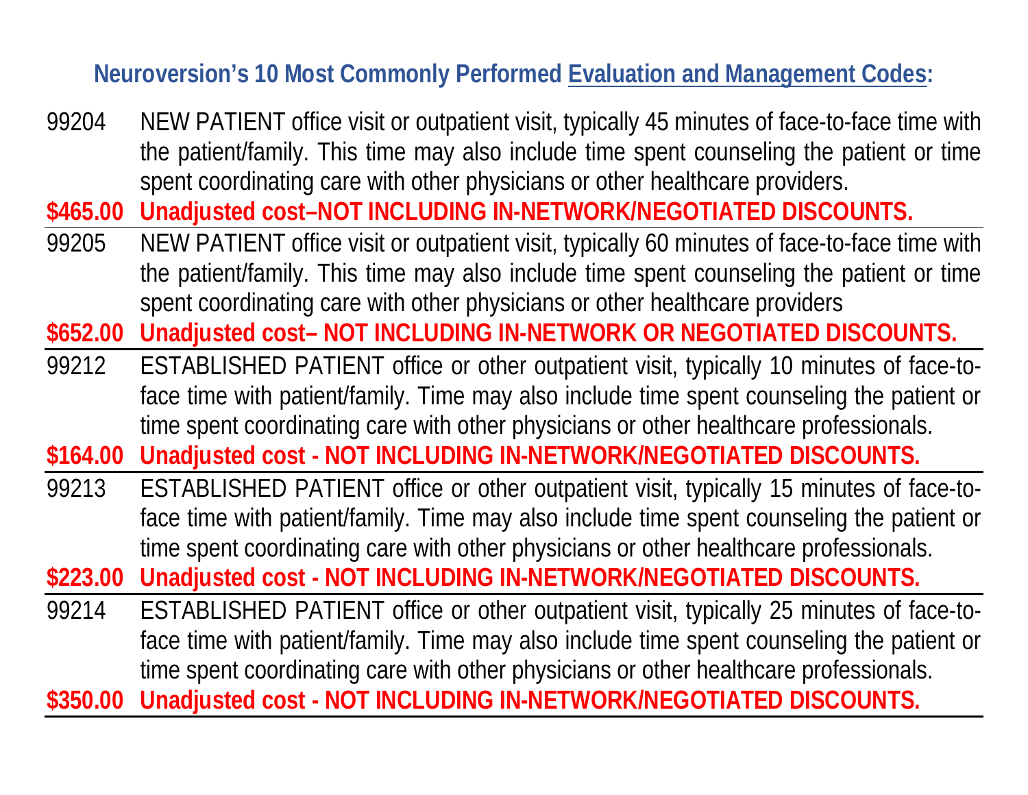## Neuroversion's 10 Most Commonly Performed Evaluation and Management Codes:

99204 NEW PATIENT office visit or outpatient visit, typically 45 minutes of face-to-face time with the patient/family. This time may also include time spent counseling the patient or time spent coordinating care with other physicians or other healthcare providers.

**$465.00 Unadjusted cost–NOT INCLUDING IN-NETWORK/NEGOTIATED DISCOUNTS.**

---

99205 NEW PATIENT office visit or outpatient visit, typically 60 minutes of face-to-face time with the patient/family. This time may also include time spent counseling the patient or time spent coordinating care with other physicians or other healthcare providers

**$652.00 Unadjusted cost– NOT INCLUDING IN-NETWORK OR NEGOTIATED DISCOUNTS.**

---

99212 ESTABLISHED PATIENT office or other outpatient visit, typically 10 minutes of face-to-face time with patient/family. Time may also include time spent counseling the patient or time spent coordinating care with other physicians or other healthcare professionals.

**$164.00 Unadjusted cost - NOT INCLUDING IN-NETWORK/NEGOTIATED DISCOUNTS.**

---

99213 ESTABLISHED PATIENT office or other outpatient visit, typically 15 minutes of face-to-face time with patient/family. Time may also include time spent counseling the patient or time spent coordinating care with other physicians or other healthcare professionals.

**$223.00 Unadjusted cost - NOT INCLUDING IN-NETWORK/NEGOTIATED DISCOUNTS.**

---

99214 ESTABLISHED PATIENT office or other outpatient visit, typically 25 minutes of face-to-face time with patient/family. Time may also include time spent counseling the patient or time spent coordinating care with other physicians or other healthcare professionals.

**$350.00 Unadjusted cost - NOT INCLUDING IN-NETWORK/NEGOTIATED DISCOUNTS.**

---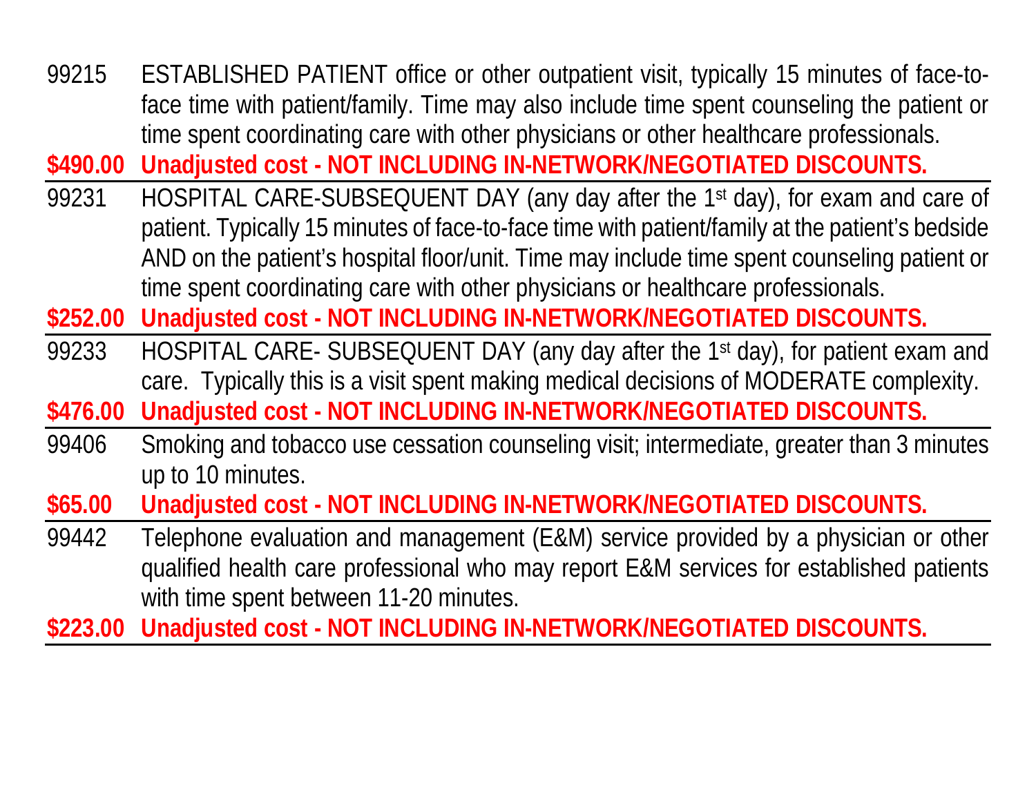| | |
|---|---|
| 99215 | ESTABLISHED PATIENT office or other outpatient visit, typically 15 minutes of face-to-face time with patient/family. Time may also include time spent counseling the patient or time spent coordinating care with other physicians or other healthcare professionals. |
| **$490.00** | **Unadjusted cost - NOT INCLUDING IN-NETWORK/NEGOTIATED DISCOUNTS.** |
| 99231 | HOSPITAL CARE-SUBSEQUENT DAY (any day after the 1st day), for exam and care of patient. Typically 15 minutes of face-to-face time with patient/family at the patient's bedside AND on the patient's hospital floor/unit. Time may include time spent counseling patient or time spent coordinating care with other physicians or healthcare professionals. |
| **$252.00** | **Unadjusted cost - NOT INCLUDING IN-NETWORK/NEGOTIATED DISCOUNTS.** |
| 99233 | HOSPITAL CARE- SUBSEQUENT DAY (any day after the 1st day), for patient exam and care. Typically this is a visit spent making medical decisions of MODERATE complexity. |
| **$476.00** | **Unadjusted cost - NOT INCLUDING IN-NETWORK/NEGOTIATED DISCOUNTS.** |
| 99406 | Smoking and tobacco use cessation counseling visit; intermediate, greater than 3 minutes up to 10 minutes. |
| **$65.00** | **Unadjusted cost - NOT INCLUDING IN-NETWORK/NEGOTIATED DISCOUNTS.** |
| 99442 | Telephone evaluation and management (E&M) service provided by a physician or other qualified health care professional who may report E&M services for established patients with time spent between 11-20 minutes. |
| **$223.00** | **Unadjusted cost - NOT INCLUDING IN-NETWORK/NEGOTIATED DISCOUNTS.** |